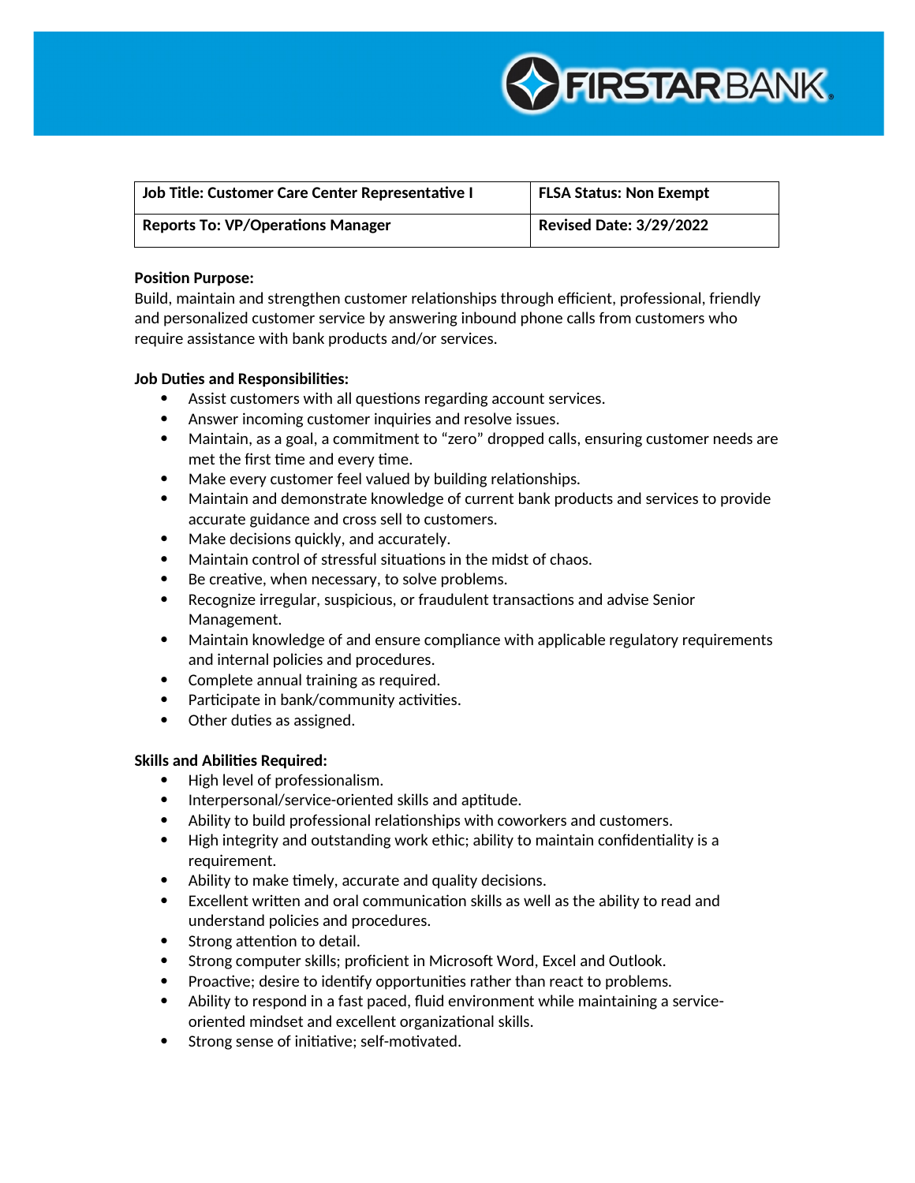| Job Title: Customer Care Center Representative I | FLSA Status: Non Exempt |
|---|---|
| Reports To: VP/Operations Manager | Revised Date: 3/29/2022 |

**Position Purpose:**
Build, maintain and strengthen customer relationships through efficient, professional, friendly and personalized customer service by answering inbound phone calls from customers who require assistance with bank products and/or services.

**Job Duties and Responsibilities:**

- Assist customers with all questions regarding account services.
- Answer incoming customer inquiries and resolve issues.
- Maintain, as a goal, a commitment to "zero" dropped calls, ensuring customer needs are met the first time and every time.
- Make every customer feel valued by building relationships.
- Maintain and demonstrate knowledge of current bank products and services to provide accurate guidance and cross sell to customers.
- Make decisions quickly, and accurately.
- Maintain control of stressful situations in the midst of chaos.
- Be creative, when necessary, to solve problems.
- Recognize irregular, suspicious, or fraudulent transactions and advise Senior Management.
- Maintain knowledge of and ensure compliance with applicable regulatory requirements and internal policies and procedures.
- Complete annual training as required.
- Participate in bank/community activities.
- Other duties as assigned.

**Skills and Abilities Required:**

- High level of professionalism.
- Interpersonal/service-oriented skills and aptitude.
- Ability to build professional relationships with coworkers and customers.
- High integrity and outstanding work ethic; ability to maintain confidentiality is a requirement.
- Ability to make timely, accurate and quality decisions.
- Excellent written and oral communication skills as well as the ability to read and understand policies and procedures.
- Strong attention to detail.
- Strong computer skills; proficient in Microsoft Word, Excel and Outlook.
- Proactive; desire to identify opportunities rather than react to problems.
- Ability to respond in a fast paced, fluid environment while maintaining a service-oriented mindset and excellent organizational skills.
- Strong sense of initiative; self-motivated.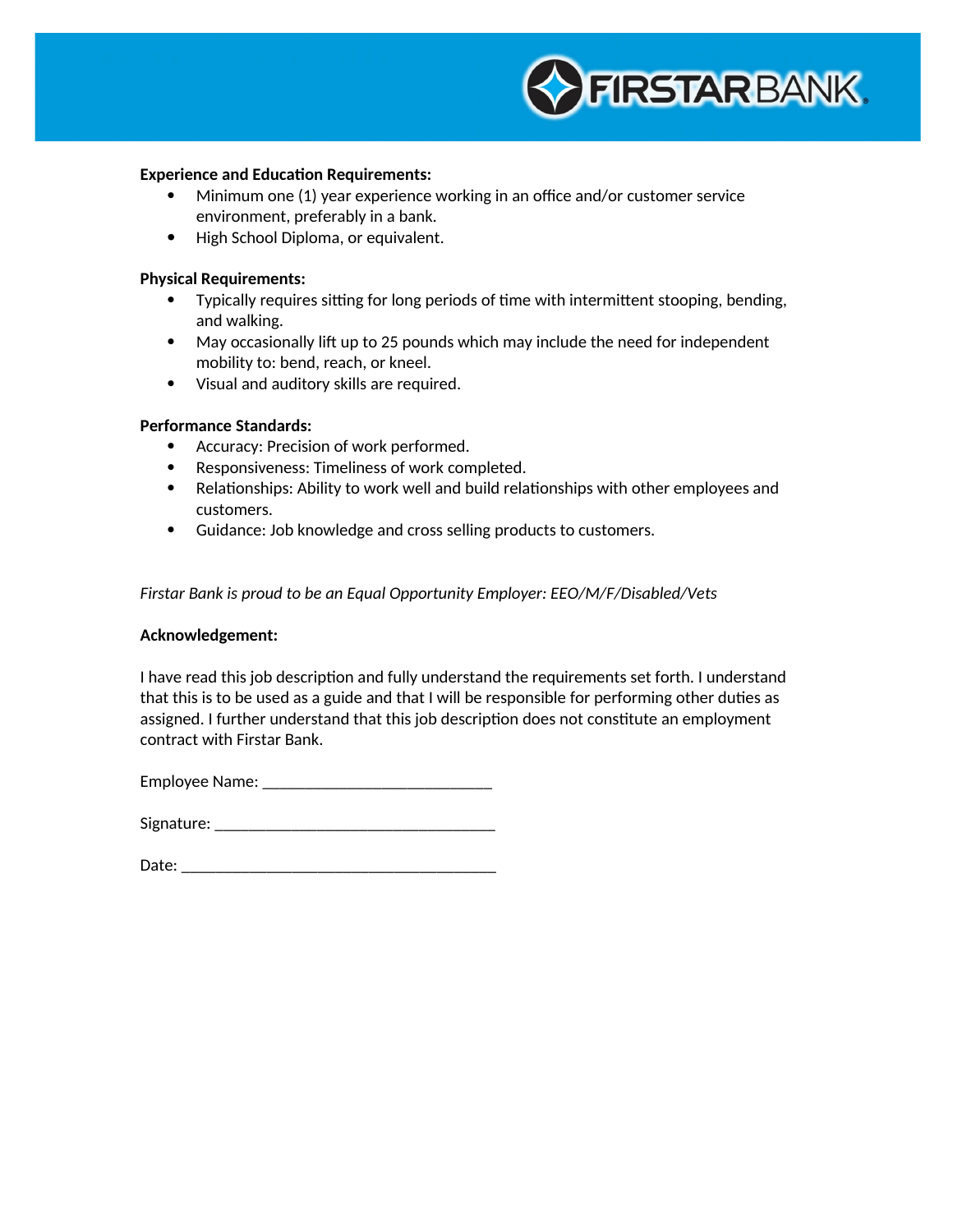**Experience and Education Requirements:**

- Minimum one (1) year experience working in an office and/or customer service environment, preferably in a bank.
- High School Diploma, or equivalent.

**Physical Requirements:**

- Typically requires sitting for long periods of time with intermittent stooping, bending, and walking.
- May occasionally lift up to 25 pounds which may include the need for independent mobility to: bend, reach, or kneel.
- Visual and auditory skills are required.

**Performance Standards:**

- Accuracy: Precision of work performed.
- Responsiveness: Timeliness of work completed.
- Relationships: Ability to work well and build relationships with other employees and customers.
- Guidance: Job knowledge and cross selling products to customers.

*Firstar Bank is proud to be an Equal Opportunity Employer: EEO/M/F/Disabled/Vets*

**Acknowledgement:**

I have read this job description and fully understand the requirements set forth. I understand that this is to be used as a guide and that I will be responsible for performing other duties as assigned. I further understand that this job description does not constitute an employment contract with Firstar Bank.

Employee Name: ____________________________

Signature: __________________________________

Date: ______________________________________